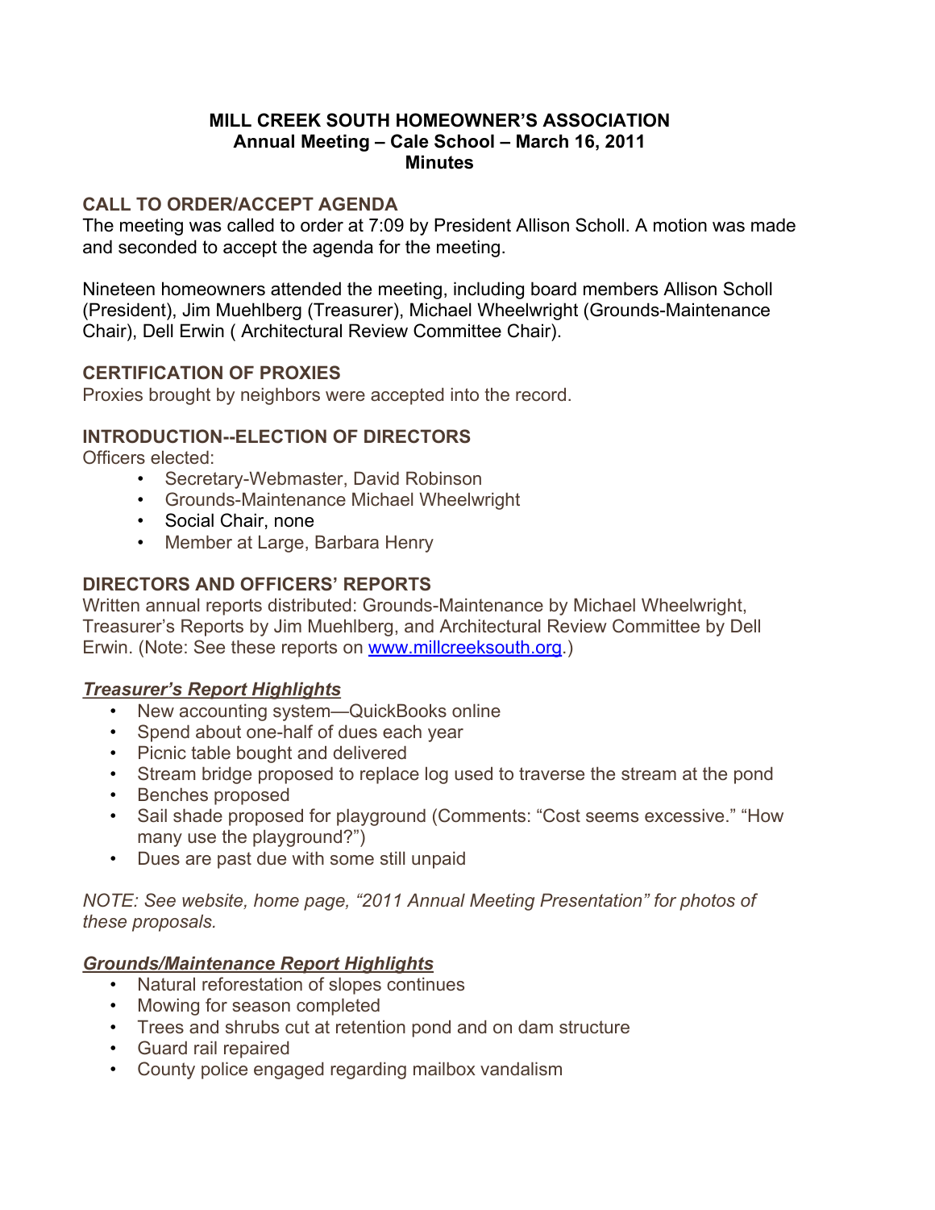**MILL CREEK SOUTH HOMEOWNER'S ASSOCIATION**
**Annual Meeting – Cale School – March 16, 2011**
**Minutes**

## CALL TO ORDER/ACCEPT AGENDA

The meeting was called to order at 7:09 by President Allison Scholl. A motion was made and seconded to accept the agenda for the meeting.

Nineteen homeowners attended the meeting, including board members Allison Scholl (President), Jim Muehlberg (Treasurer), Michael Wheelwright (Grounds-Maintenance Chair), Dell Erwin ( Architectural Review Committee Chair).

## CERTIFICATION OF PROXIES

Proxies brought by neighbors were accepted into the record.

## INTRODUCTION--ELECTION OF DIRECTORS

Officers elected:

- Secretary-Webmaster, David Robinson
- Grounds-Maintenance Michael Wheelwright
- Social Chair, none
- Member at Large, Barbara Henry

## DIRECTORS AND OFFICERS' REPORTS

Written annual reports distributed: Grounds-Maintenance by Michael Wheelwright, Treasurer's Reports by Jim Muehlberg, and Architectural Review Committee by Dell Erwin. (Note: See these reports on www.millcreeksouth.org.)

### ***Treasurer's Report Highlights***

- New accounting system—QuickBooks online
- Spend about one-half of dues each year
- Picnic table bought and delivered
- Stream bridge proposed to replace log used to traverse the stream at the pond
- Benches proposed
- Sail shade proposed for playground (Comments: "Cost seems excessive." "How many use the playground?")
- Dues are past due with some still unpaid

*NOTE: See website, home page, "2011 Annual Meeting Presentation" for photos of these proposals.*

### ***Grounds/Maintenance Report Highlights***

- Natural reforestation of slopes continues
- Mowing for season completed
- Trees and shrubs cut at retention pond and on dam structure
- Guard rail repaired
- County police engaged regarding mailbox vandalism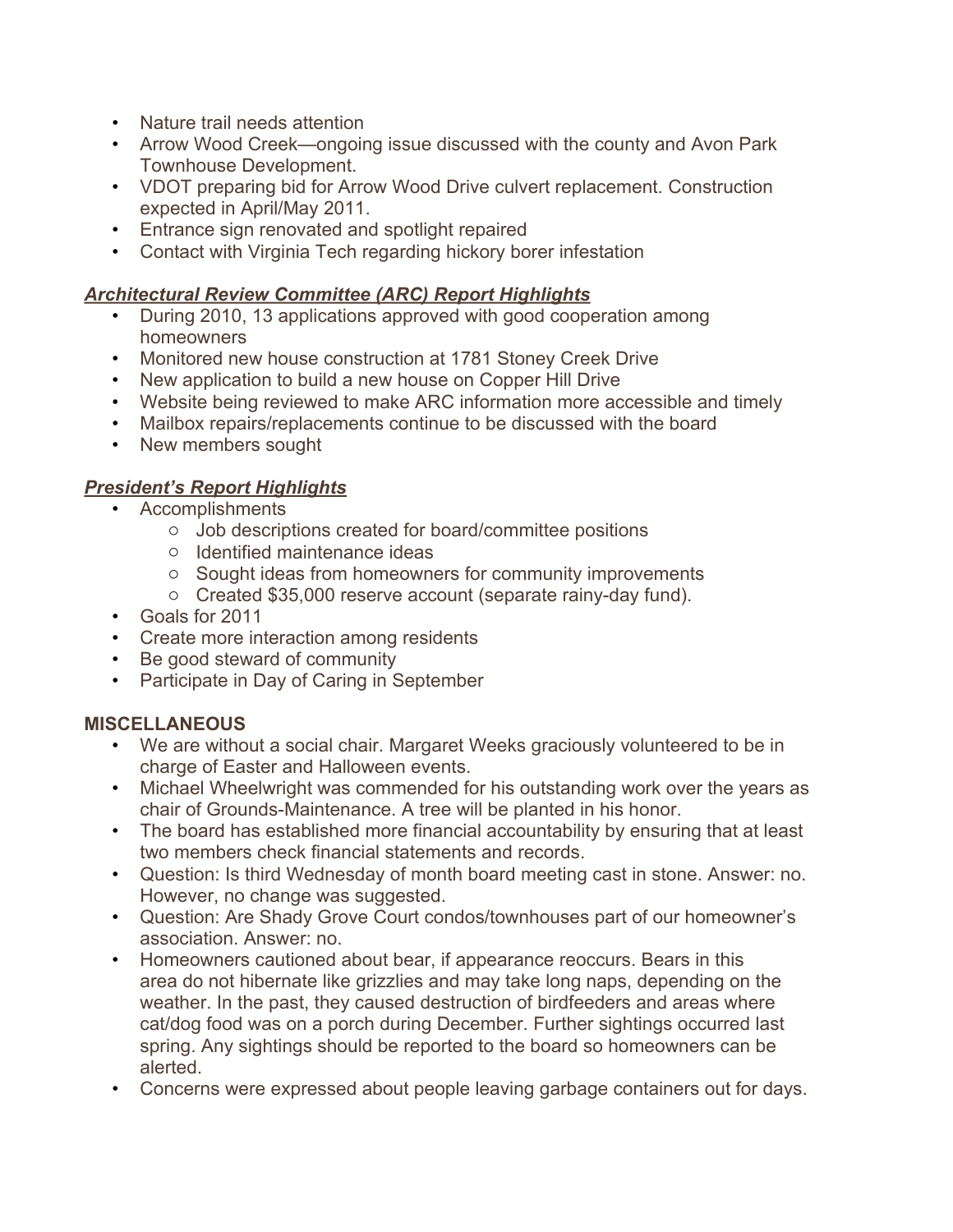- Nature trail needs attention
- Arrow Wood Creek—ongoing issue discussed with the county and Avon Park Townhouse Development.
- VDOT preparing bid for Arrow Wood Drive culvert replacement. Construction expected in April/May 2011.
- Entrance sign renovated and spotlight repaired
- Contact with Virginia Tech regarding hickory borer infestation

***<u>Architectural Review Committee (ARC) Report Highlights</u>***

- During 2010, 13 applications approved with good cooperation among homeowners
- Monitored new house construction at 1781 Stoney Creek Drive
- New application to build a new house on Copper Hill Drive
- Website being reviewed to make ARC information more accessible and timely
- Mailbox repairs/replacements continue to be discussed with the board
- New members sought

***<u>President's Report Highlights</u>***

- Accomplishments
  - Job descriptions created for board/committee positions
  - Identified maintenance ideas
  - Sought ideas from homeowners for community improvements
  - Created $35,000 reserve account (separate rainy-day fund).
- Goals for 2011
- Create more interaction among residents
- Be good steward of community
- Participate in Day of Caring in September

**MISCELLANEOUS**

- We are without a social chair. Margaret Weeks graciously volunteered to be in charge of Easter and Halloween events.
- Michael Wheelwright was commended for his outstanding work over the years as chair of Grounds-Maintenance. A tree will be planted in his honor.
- The board has established more financial accountability by ensuring that at least two members check financial statements and records.
- Question: Is third Wednesday of month board meeting cast in stone. Answer: no. However, no change was suggested.
- Question: Are Shady Grove Court condos/townhouses part of our homeowner's association. Answer: no.
- Homeowners cautioned about bear, if appearance reoccurs. Bears in this area do not hibernate like grizzlies and may take long naps, depending on the weather. In the past, they caused destruction of birdfeeders and areas where cat/dog food was on a porch during December. Further sightings occurred last spring. Any sightings should be reported to the board so homeowners can be alerted.
- Concerns were expressed about people leaving garbage containers out for days.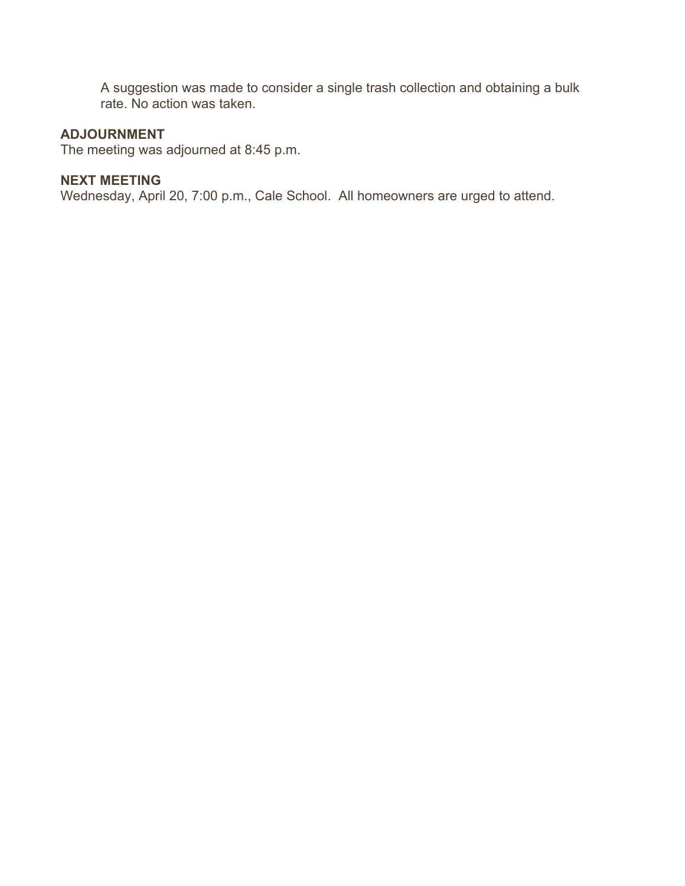A suggestion was made to consider a single trash collection and obtaining a bulk rate. No action was taken.

**ADJOURNMENT**
The meeting was adjourned at 8:45 p.m.

**NEXT MEETING**
Wednesday, April 20, 7:00 p.m., Cale School. All homeowners are urged to attend.